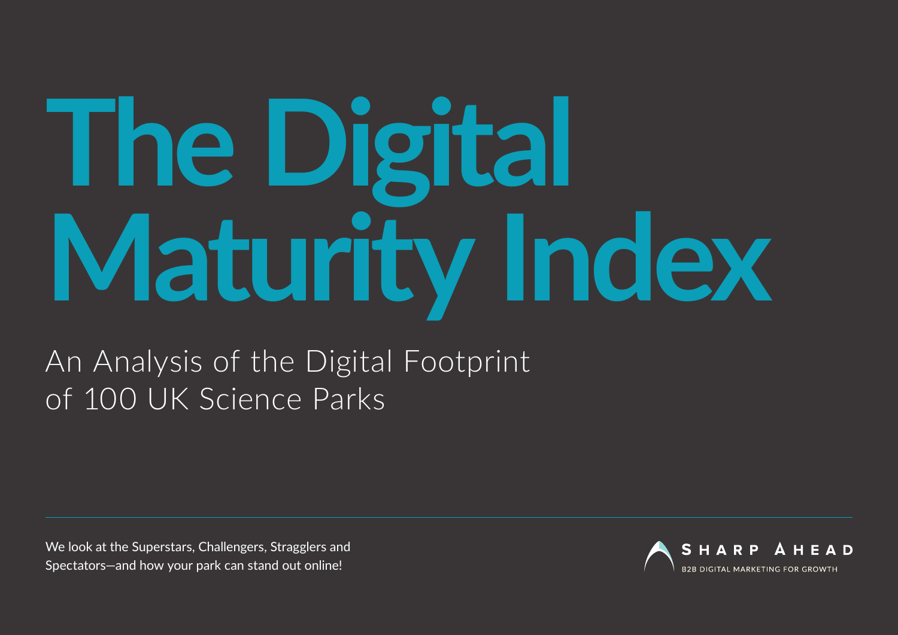# The Digital Maturity Index

## An Analysis of the Digital Footprint of 100 UK Science Parks

We look at the Superstars, Challengers, Stragglers and Spectators—and how your park can stand out online!

SHARP AHEAD
B2B DIGITAL MARKETING FOR GROWTH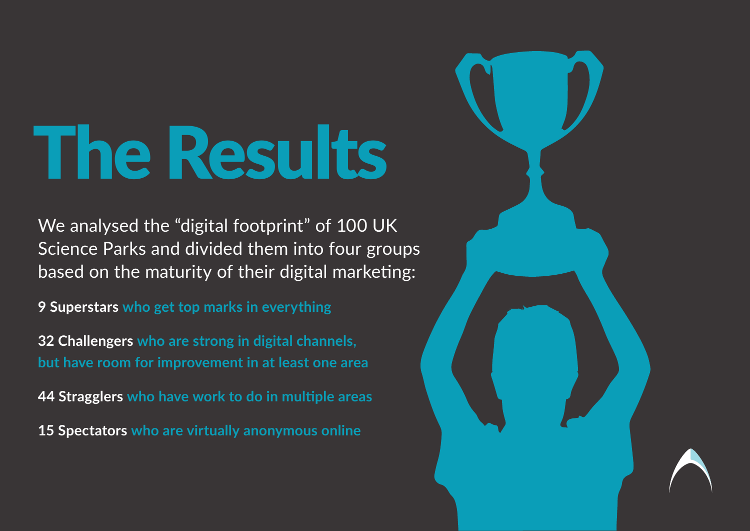# The Results

We analysed the "digital footprint" of 100 UK Science Parks and divided them into four groups based on the maturity of their digital marketing:

**9 Superstars** who get top marks in everything

**32 Challengers** who are strong in digital channels, but have room for improvement in at least one area

**44 Stragglers** who have work to do in multiple areas

**15 Spectators** who are virtually anonymous online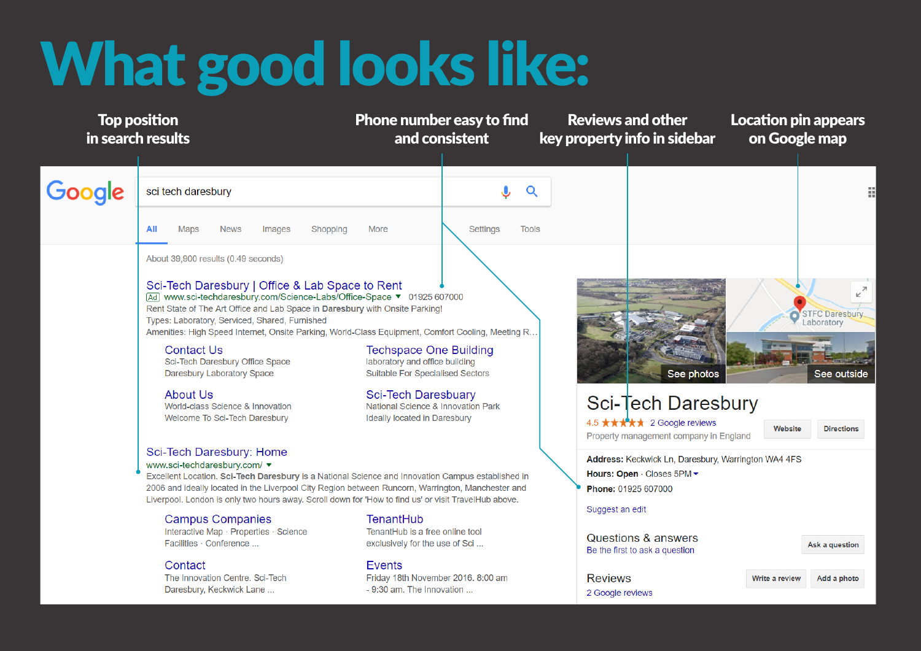# What good looks like:

**Top position in search results**

**Phone number easy to find and consistent**

**Reviews and other key property info in sidebar**

**Location pin appears on Google map**

Google

sci tech daresbury

All | Maps | News | Images | Shopping | More | Settings | Tools

About 39,900 results (0.49 seconds)

Sci-Tech Daresbury | Office & Lab Space to Rent
Ad www.sci-techdaresbury.com/Science-Labs/Office-Space 01925 607000
Rent State of The Art Office and Lab Space in **Daresbury** with Onsite Parking!
Types: Laboratory, Serviced, Shared, Furnished
Amenities: High Speed Internet, Onsite Parking, World-Class Equipment, Comfort Cooling, Meeting R...

Contact Us
Sci-Tech Daresbury Office Space
Daresbury Laboratory Space

Techspace One Building
laboratory and office building
Suitable For Specialised Sectors

About Us
World-class Science & Innovation
Welcome To Sci-Tech Daresbury

Sci-Tech Daresbury
National Science & Innovation Park
Ideally located in Daresbury

Sci-Tech Daresbury: Home
www.sci-techdaresbury.com/
Excellent Location. **Sci-Tech Daresbury** is a National Science and Innovation Campus established in 2006 and ideally located in the Liverpool City Region between Runcorn, Warrington, Manchester and Liverpool. London is only two hours away. Scroll down for 'How to find us' or visit TravelHub above.

Campus Companies
Interactive Map · Properties · Science
Facilities · Conference ...

TenantHub
TenantHub is a free online tool
exclusively for the use of Sci ...

Contact
The Innovation Centre. Sci-Tech
Daresbury, Keckwick Lane ...

Events
Friday 18th November 2016. 8:00 am
- 9:30 am. The Innovation ...

See photos | See outside

STFC Daresbury Laboratory

Sci-Tech Daresbury
4.5 ★★★★★ 2 Google reviews
Property management company in England
Website | Directions

**Address:** Keckwick Ln, Daresbury, Warrington WA4 4FS
**Hours:** **Open** · Closes 5PM
**Phone:** 01925 607000

Suggest an edit

Questions & answers
Be the first to ask a question
Ask a question

Reviews
2 Google reviews
Write a review | Add a photo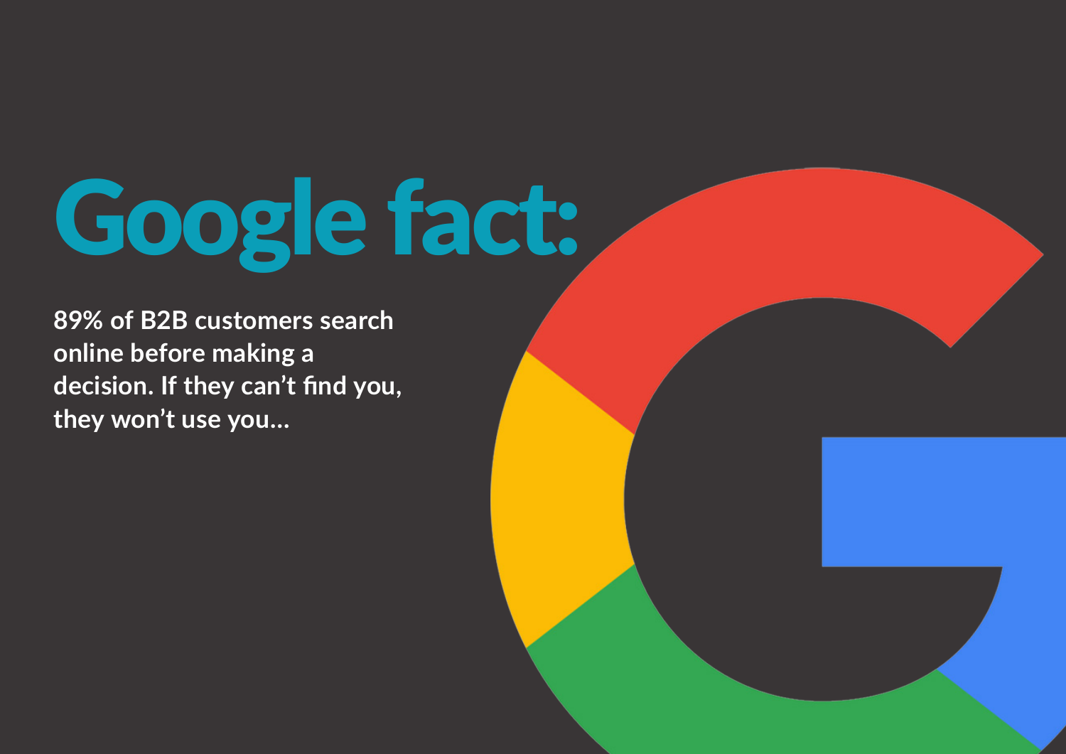# Google fact:

**89% of B2B customers search online before making a decision. If they can't find you, they won't use you...**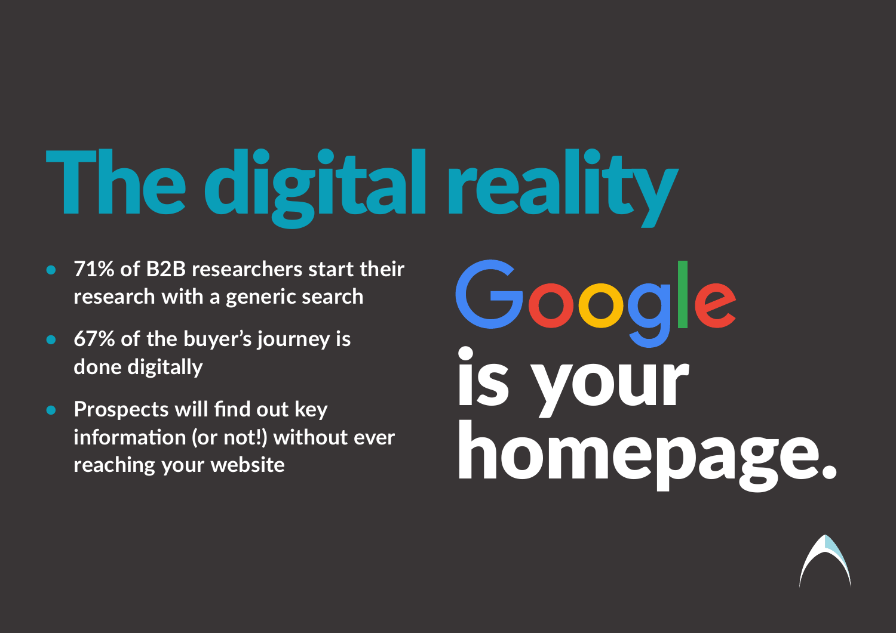# The digital reality

- 71% of B2B researchers start their research with a generic search
- 67% of the buyer's journey is done digitally
- Prospects will find out key information (or not!) without ever reaching your website

**Google is your homepage.**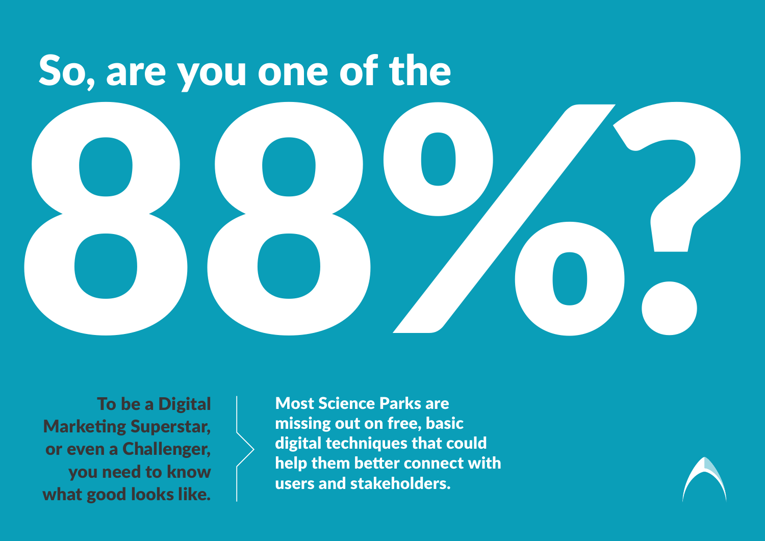# So, are you one of the 88%?

**To be a Digital Marketing Superstar, or even a Challenger, you need to know what good looks like.**

**Most Science Parks are missing out on free, basic digital techniques that could help them better connect with users and stakeholders.**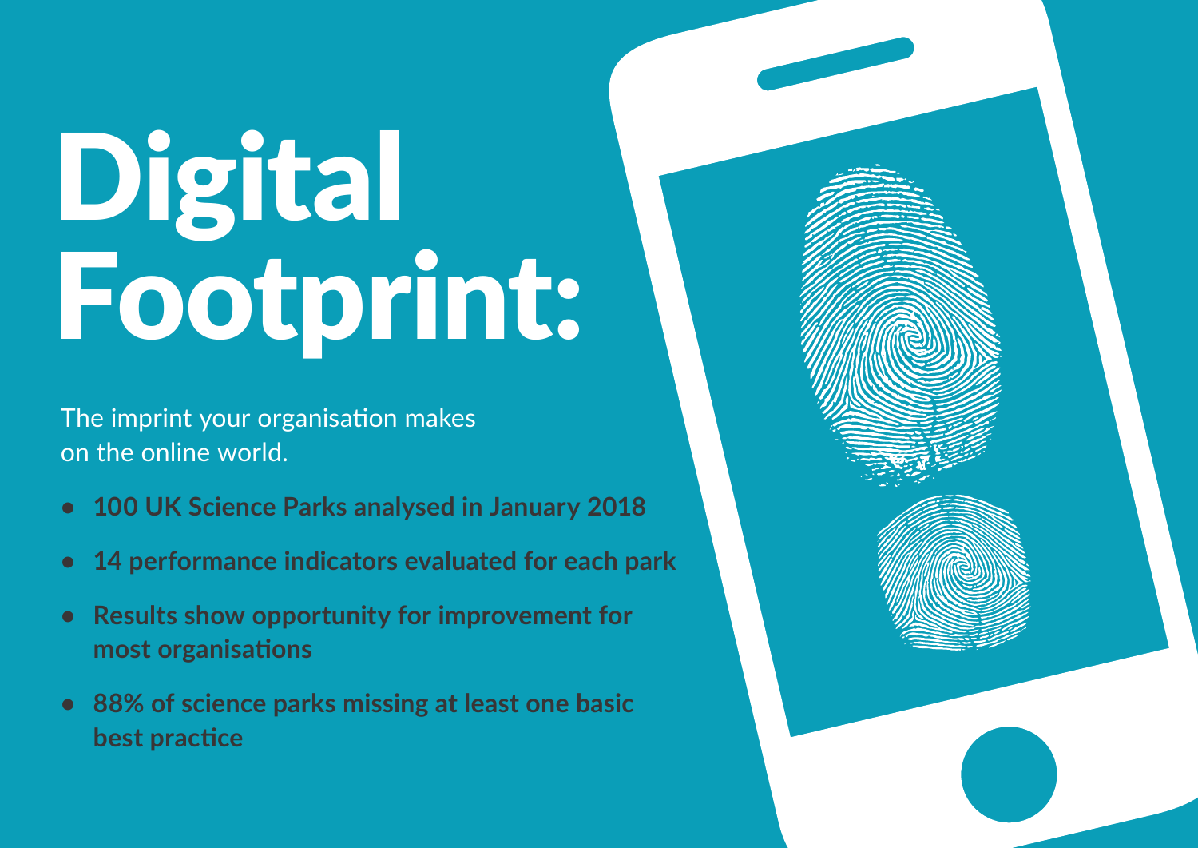# Digital Footprint:

The imprint your organisation makes on the online world.

- **100 UK Science Parks analysed in January 2018**
- **14 performance indicators evaluated for each park**
- **Results show opportunity for improvement for most organisations**
- **88% of science parks missing at least one basic best practice**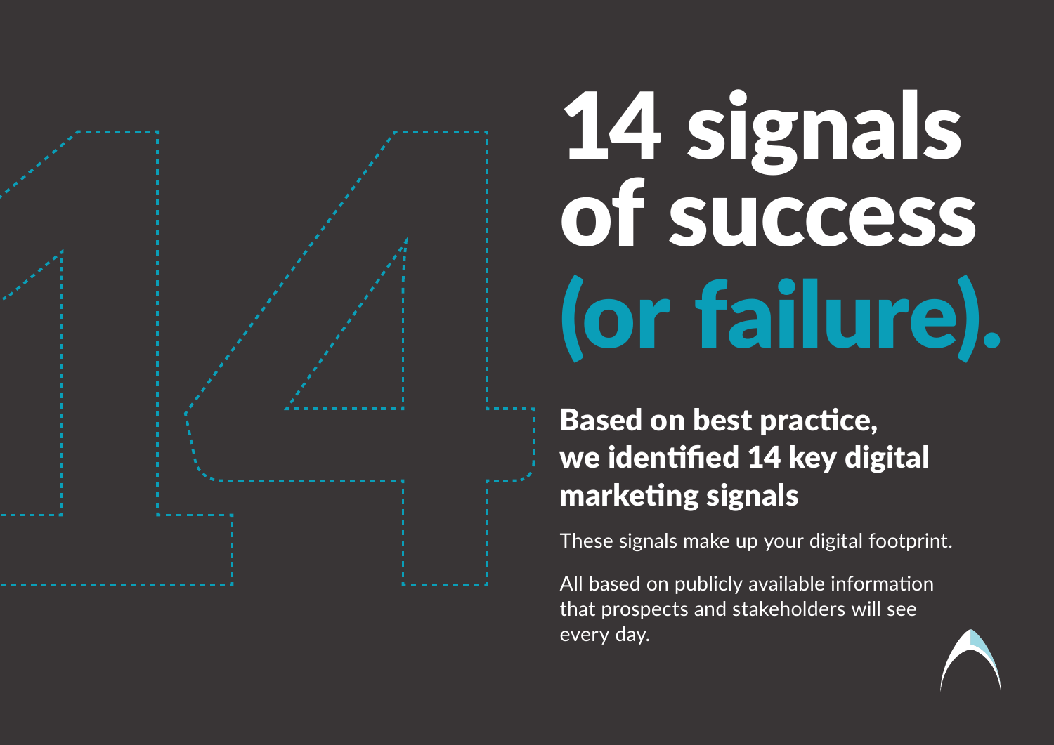# 14 signals of success (or failure).

## Based on best practice, we identified 14 key digital marketing signals

These signals make up your digital footprint.

All based on publicly available information that prospects and stakeholders will see every day.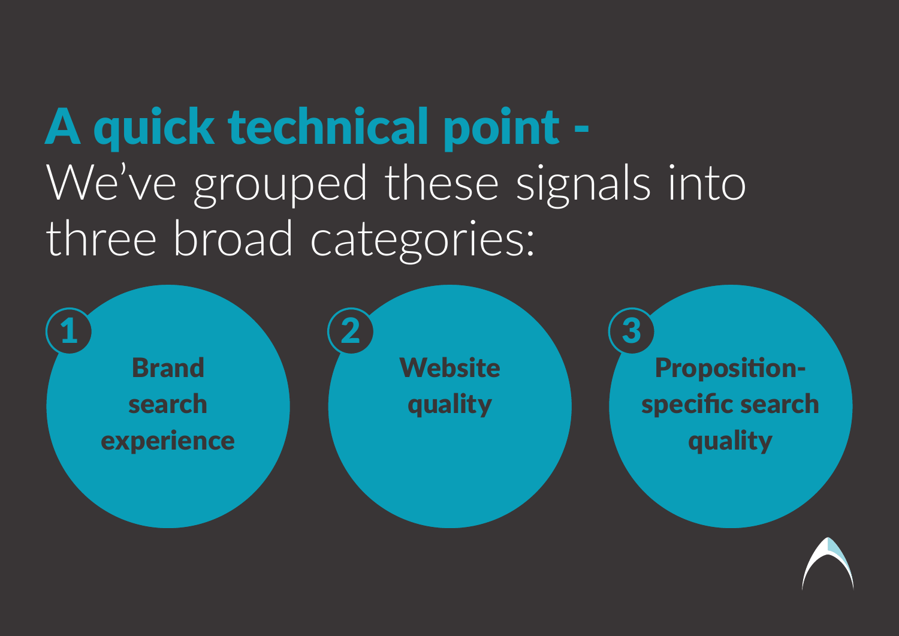# A quick technical point -

We've grouped these signals into three broad categories:

1. **Brand search experience**
2. **Website quality**
3. **Proposition-specific search quality**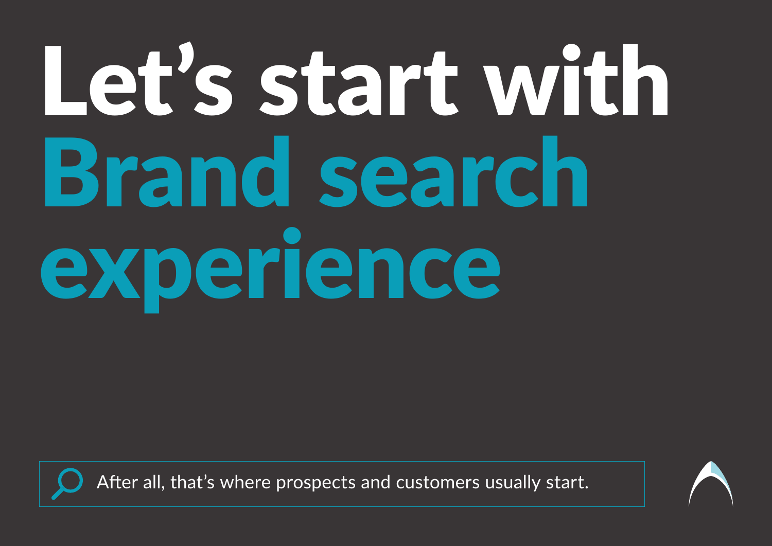# Let’s start with Brand search experience

After all, that’s where prospects and customers usually start.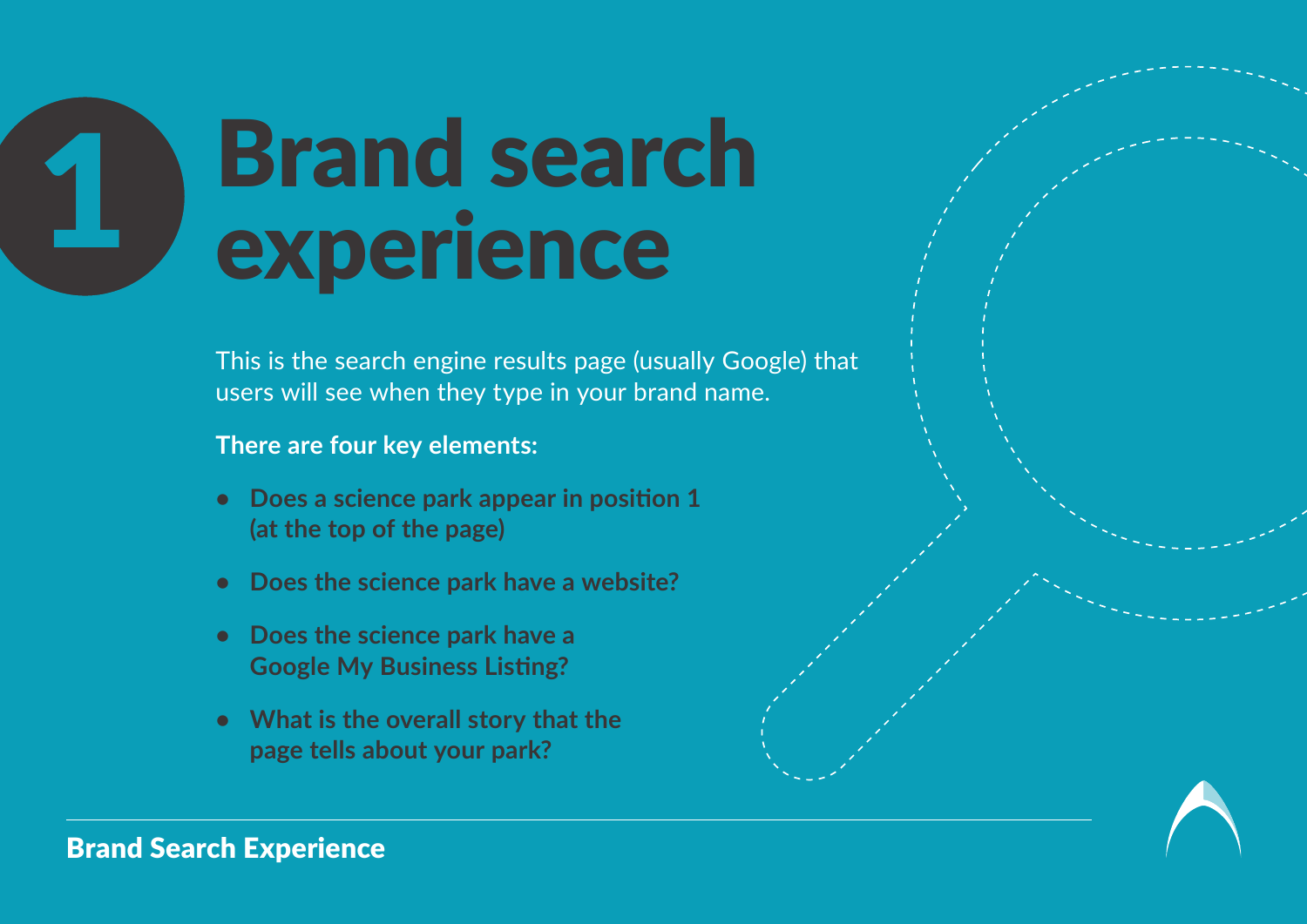# 1 Brand search experience

This is the search engine results page (usually Google) that users will see when they type in your brand name.

**There are four key elements:**

- **Does a science park appear in position 1 (at the top of the page)**
- **Does the science park have a website?**
- **Does the science park have a Google My Business Listing?**
- **What is the overall story that the page tells about your park?**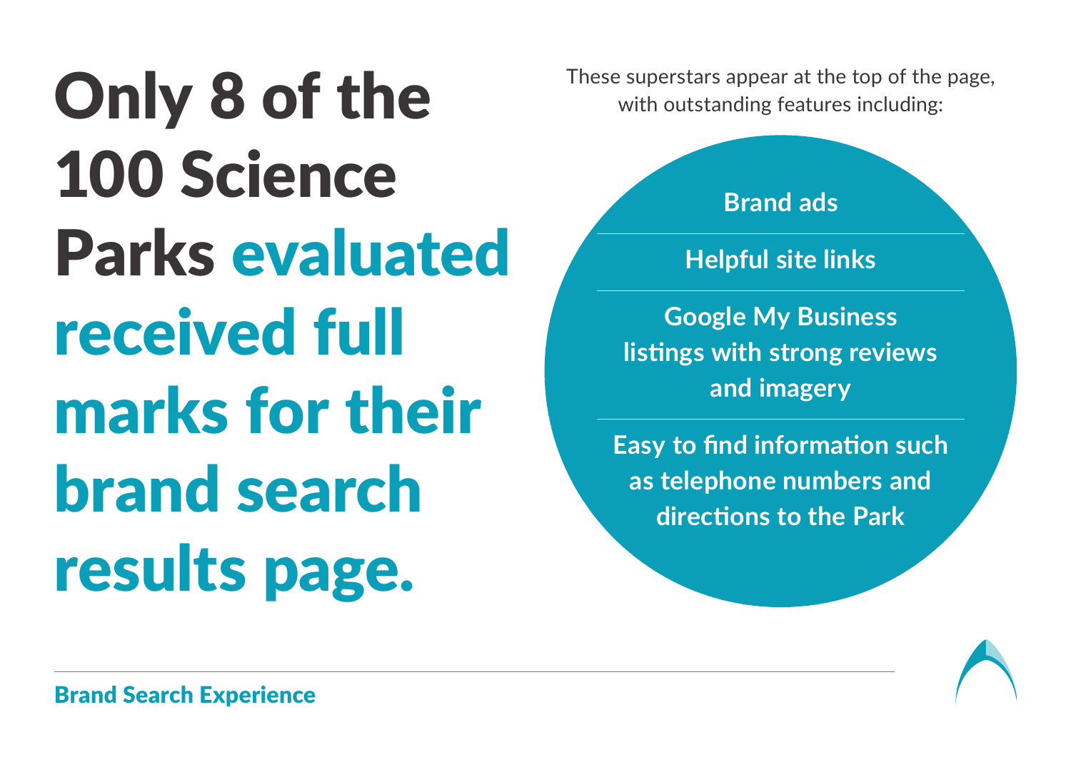# Only 8 of the 100 Science Parks evaluated received full marks for their brand search results page.

These superstars appear at the top of the page, with outstanding features including:

- **Brand ads**
- **Helpful site links**
- **Google My Business listings with strong reviews and imagery**
- **Easy to find information such as telephone numbers and directions to the Park**

**Brand Search Experience**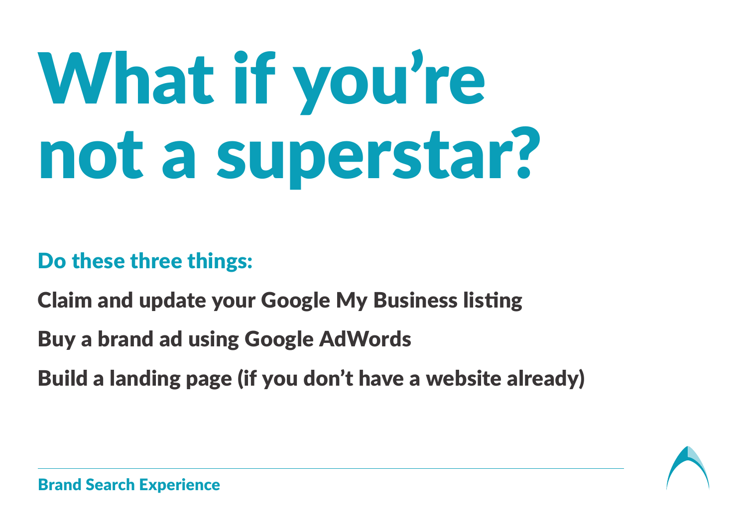# What if you're not a superstar?

## Do these three things:

**Claim and update your Google My Business listing**

**Buy a brand ad using Google AdWords**

**Build a landing page (if you don't have a website already)**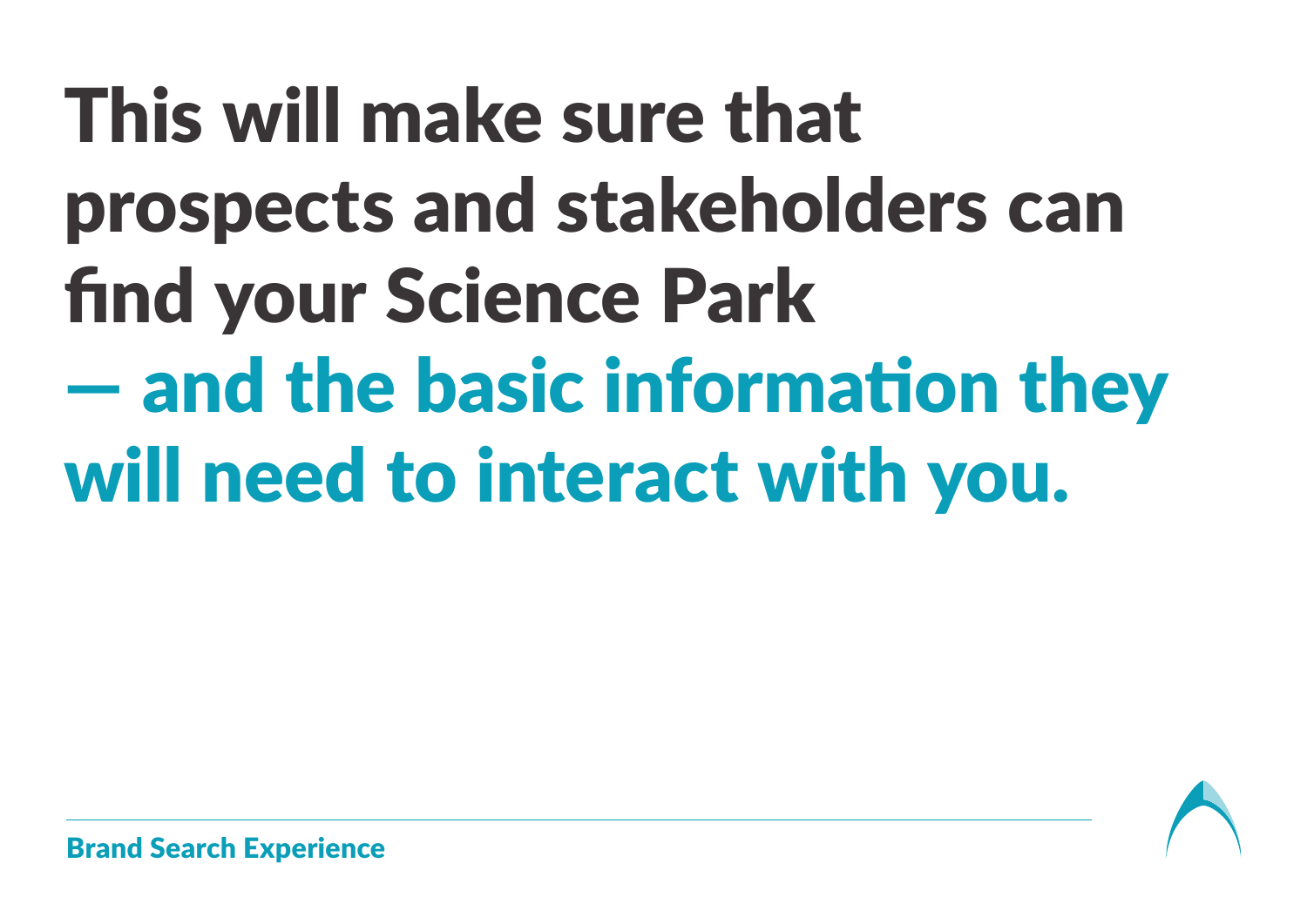# This will make sure that prospects and stakeholders can find your Science Park — and the basic information they will need to interact with you.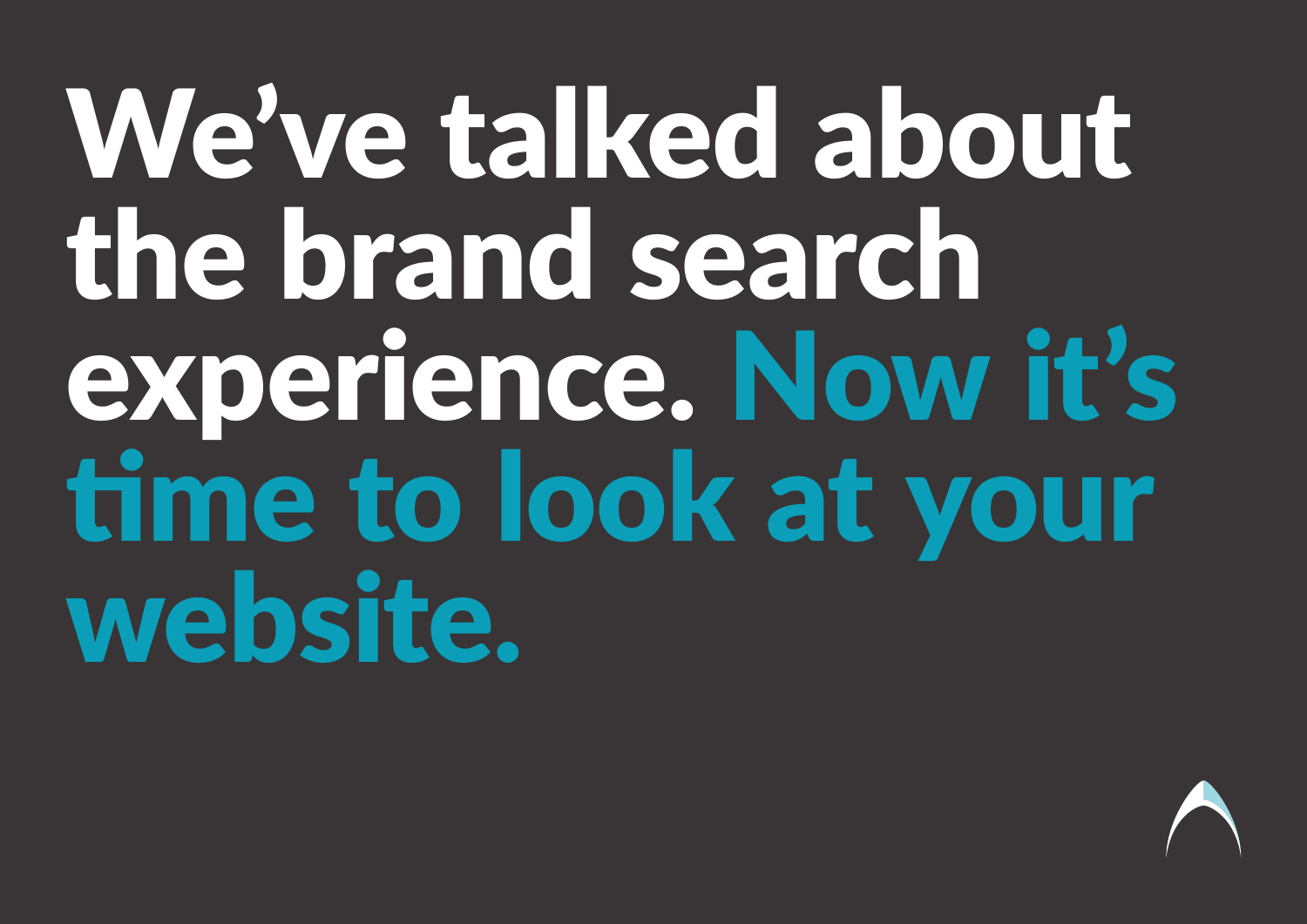# We've talked about the brand search experience. Now it's time to look at your website.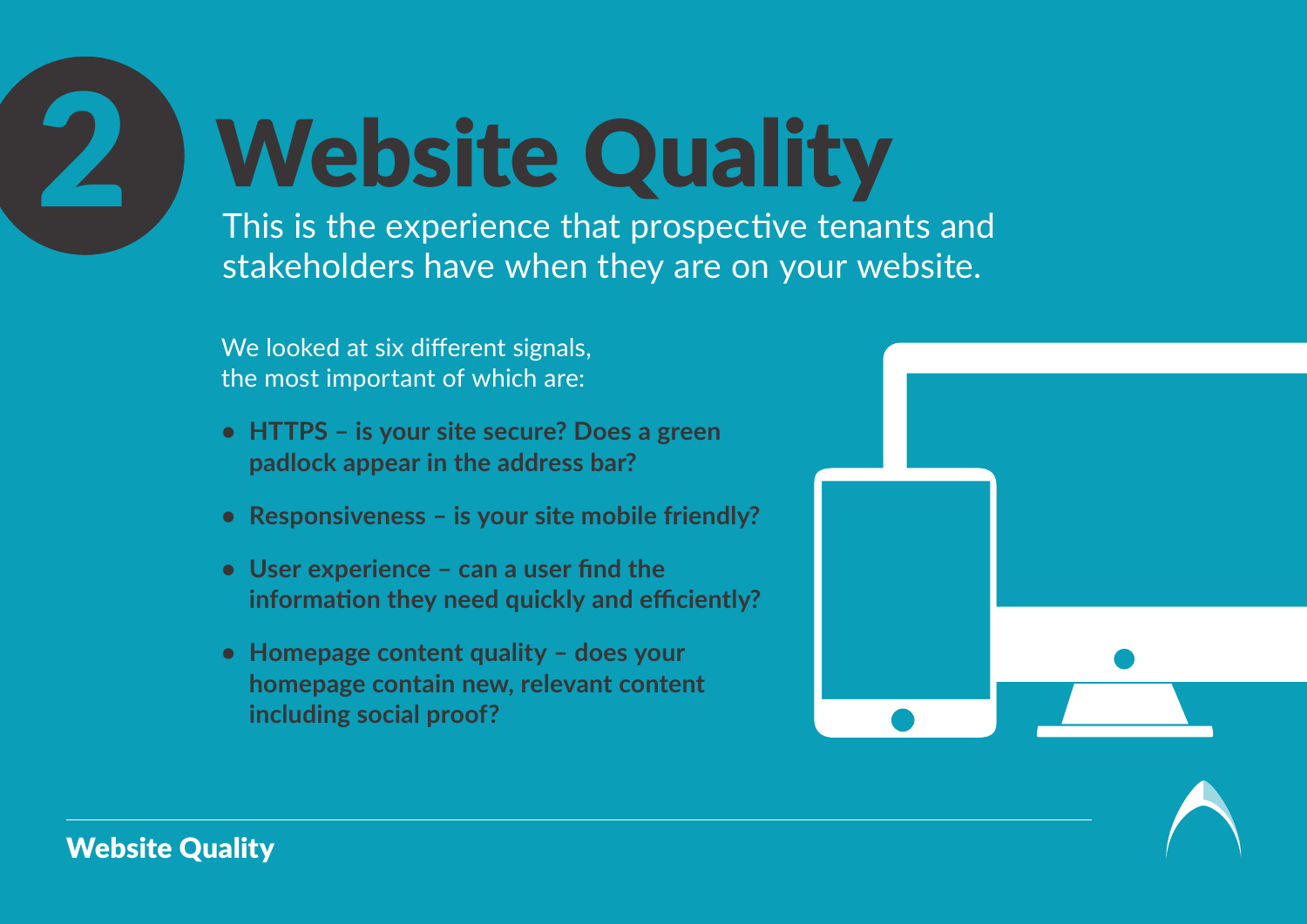# 2 Website Quality

This is the experience that prospective tenants and stakeholders have when they are on your website.

We looked at six different signals, the most important of which are:

- **HTTPS – is your site secure? Does a green padlock appear in the address bar?**
- **Responsiveness – is your site mobile friendly?**
- **User experience – can a user find the information they need quickly and efficiently?**
- **Homepage content quality – does your homepage contain new, relevant content including social proof?**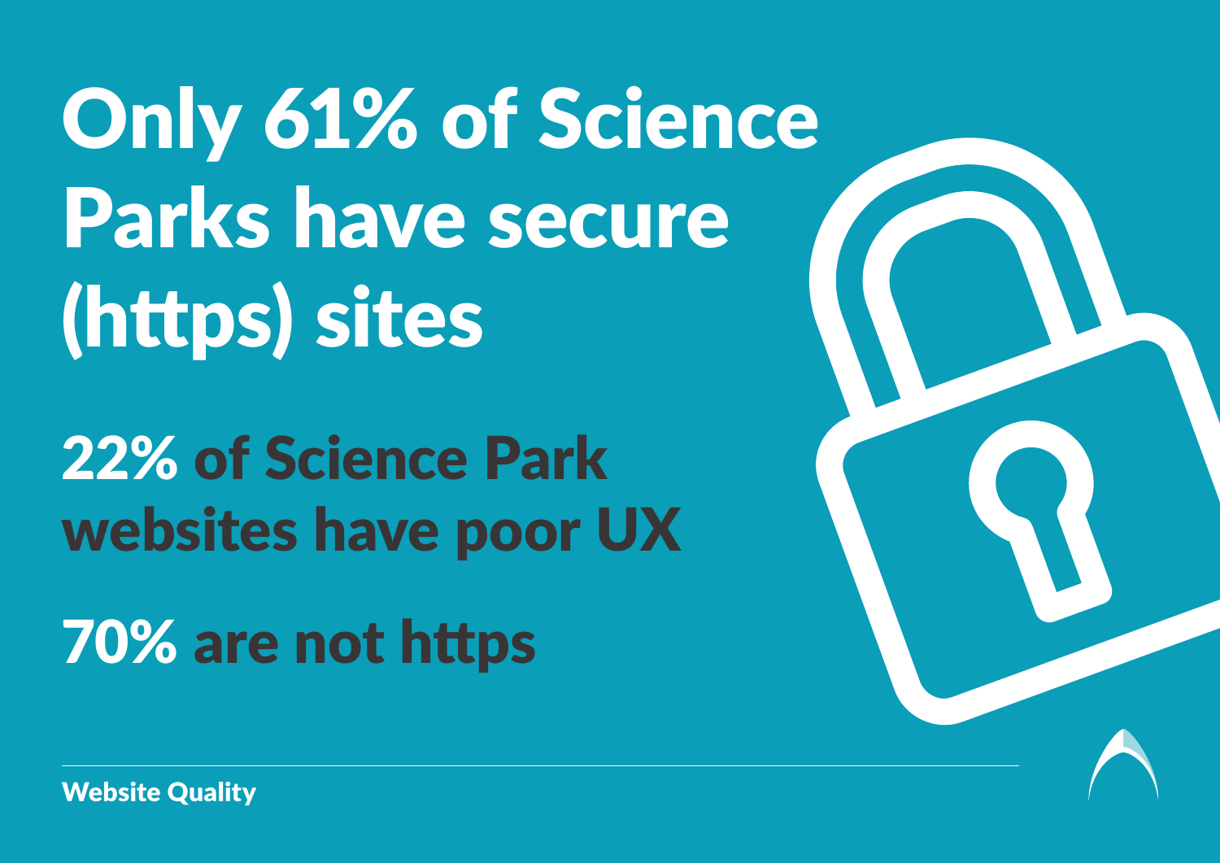# Only 61% of Science Parks have secure (https) sites

## 22% of Science Park websites have poor UX

## 70% are not https

Website Quality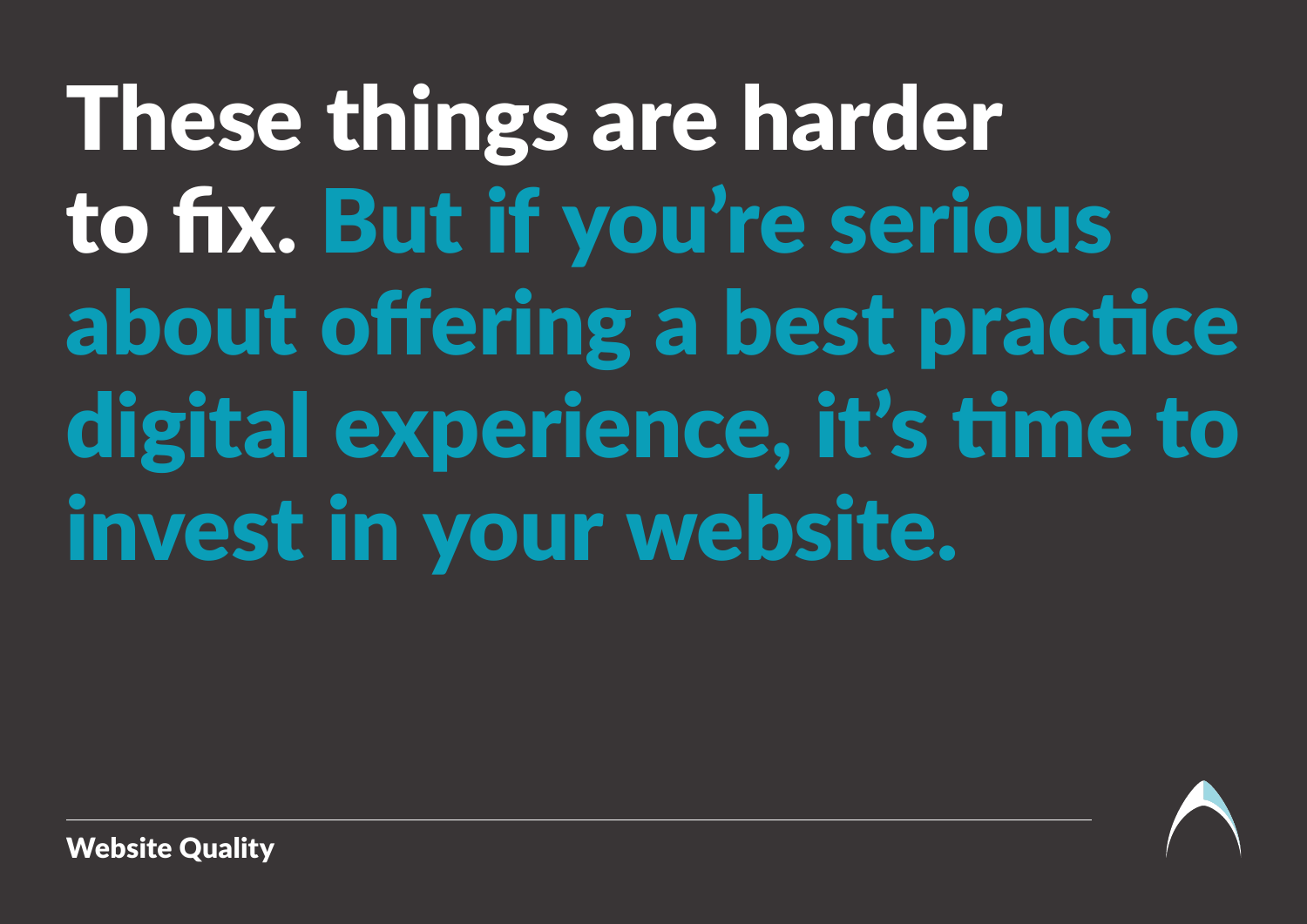# These things are harder to fix. But if you're serious about offering a best practice digital experience, it's time to invest in your website.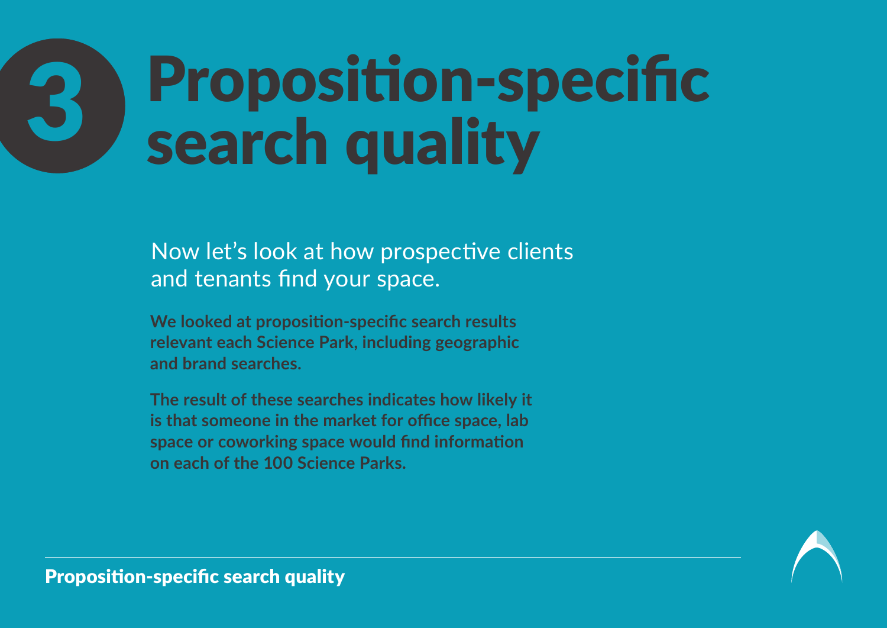# 3 Proposition-specific search quality

Now let's look at how prospective clients and tenants find your space.

**We looked at proposition-specific search results relevant each Science Park, including geographic and brand searches.**

**The result of these searches indicates how likely it is that someone in the market for office space, lab space or coworking space would find information on each of the 100 Science Parks.**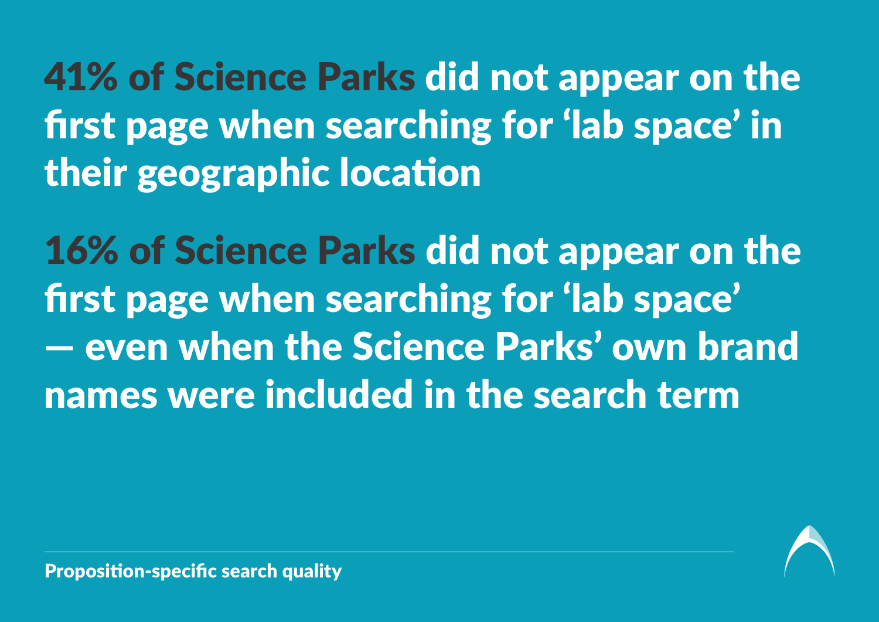**41% of Science Parks** did not appear on the first page when searching for 'lab space' in their geographic location

**16% of Science Parks** did not appear on the first page when searching for 'lab space' — even when the Science Parks' own brand names were included in the search term

Proposition-specific search quality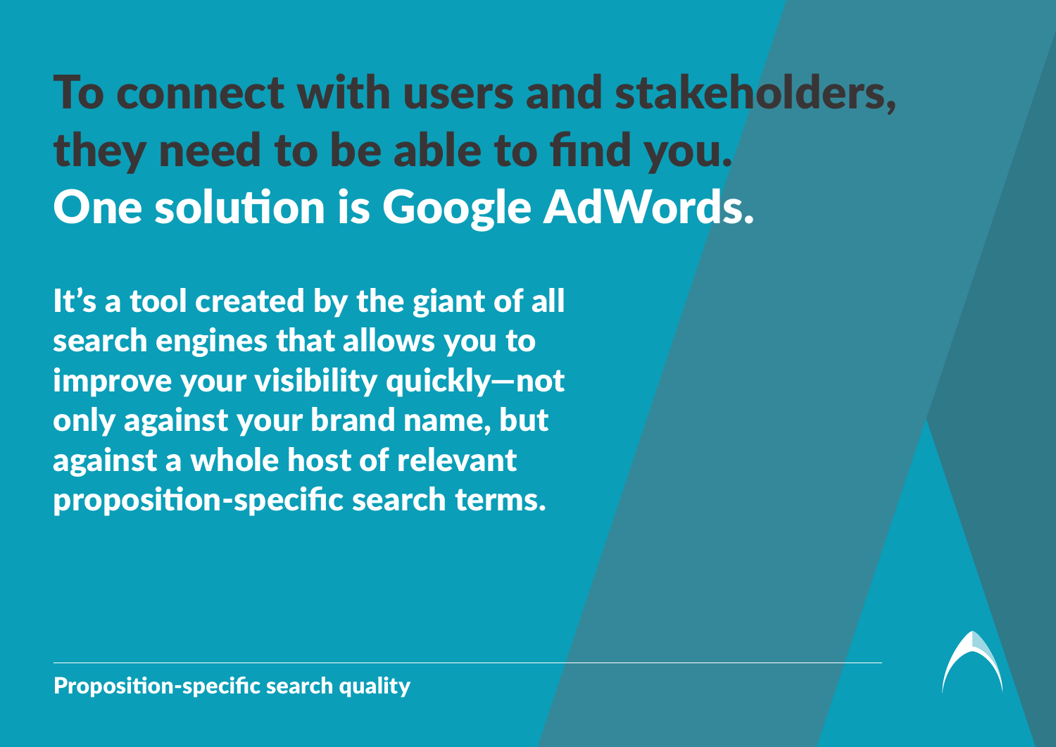# To connect with users and stakeholders, they need to be able to find you. One solution is Google AdWords.

**It's a tool created by the giant of all search engines that allows you to improve your visibility quickly—not only against your brand name, but against a whole host of relevant proposition-specific search terms.**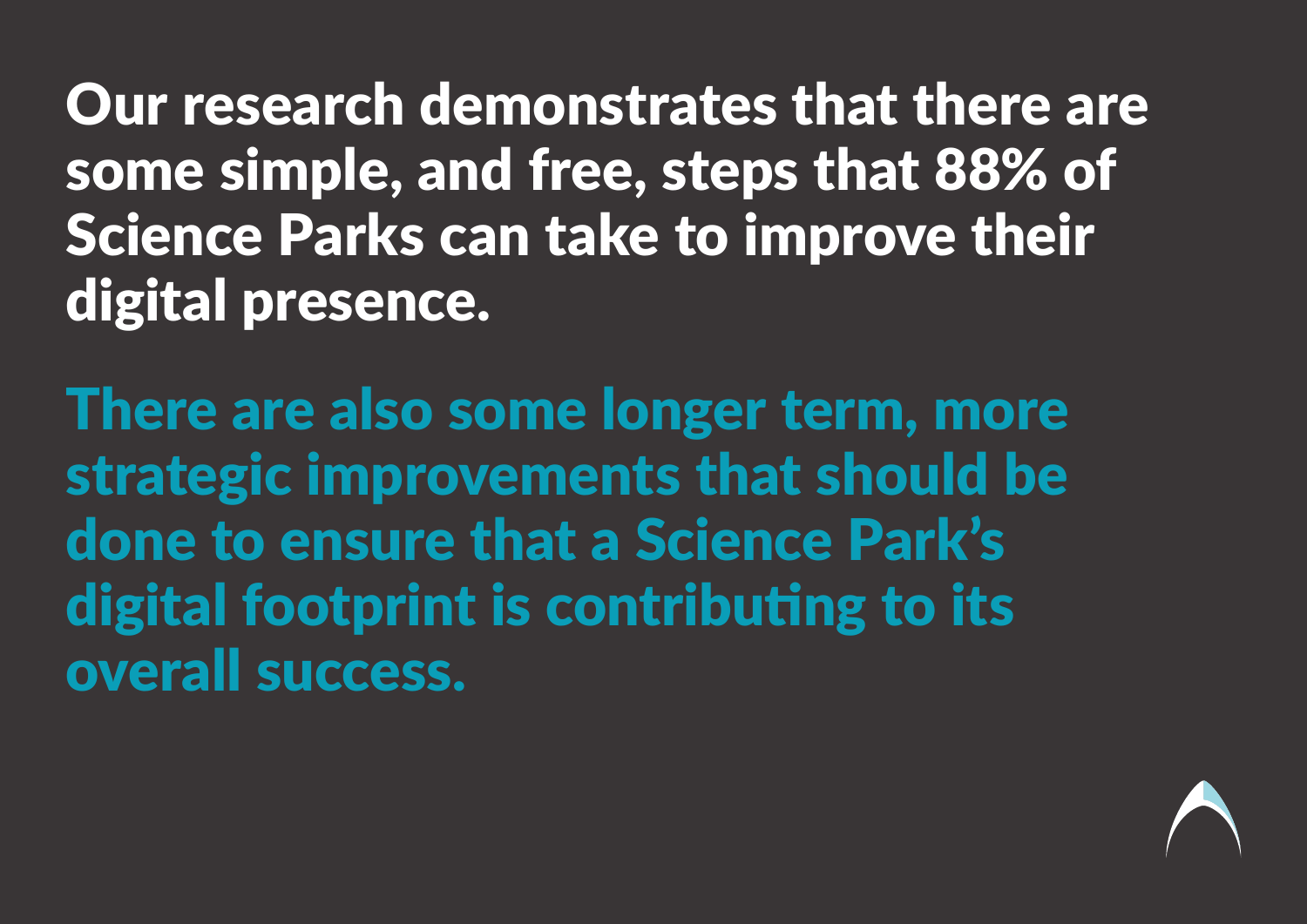Our research demonstrates that there are some simple, and free, steps that 88% of Science Parks can take to improve their digital presence.

There are also some longer term, more strategic improvements that should be done to ensure that a Science Park's digital footprint is contributing to its overall success.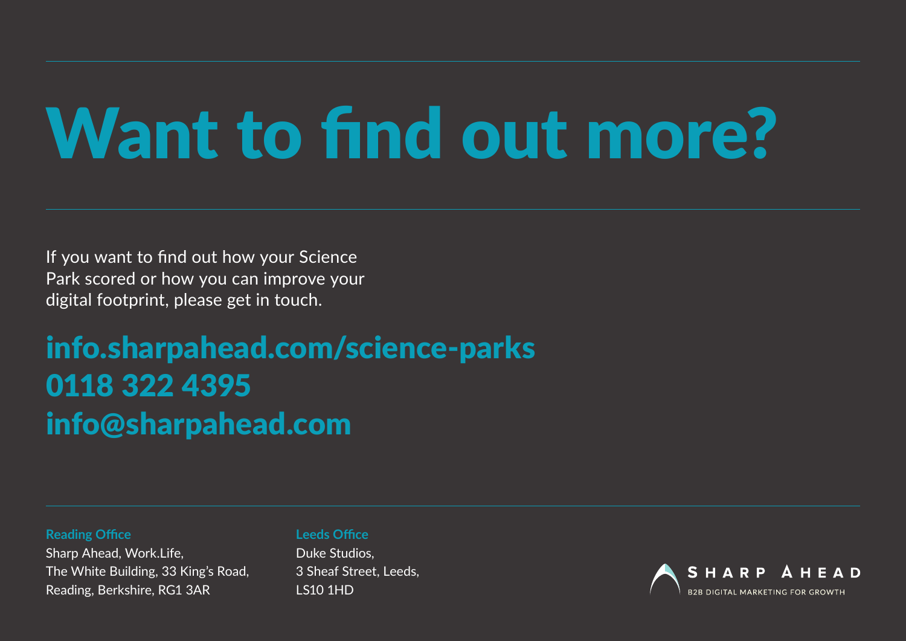# Want to find out more?

If you want to find out how your Science Park scored or how you can improve your digital footprint, please get in touch.

## info.sharpahead.com/science-parks
## 0118 322 4395
## info@sharpahead.com

**Reading Office**
Sharp Ahead, Work.Life,
The White Building, 33 King's Road,
Reading, Berkshire, RG1 3AR

**Leeds Office**
Duke Studios,
3 Sheaf Street, Leeds,
LS10 1HD

SHARP AHEAD
B2B DIGITAL MARKETING FOR GROWTH